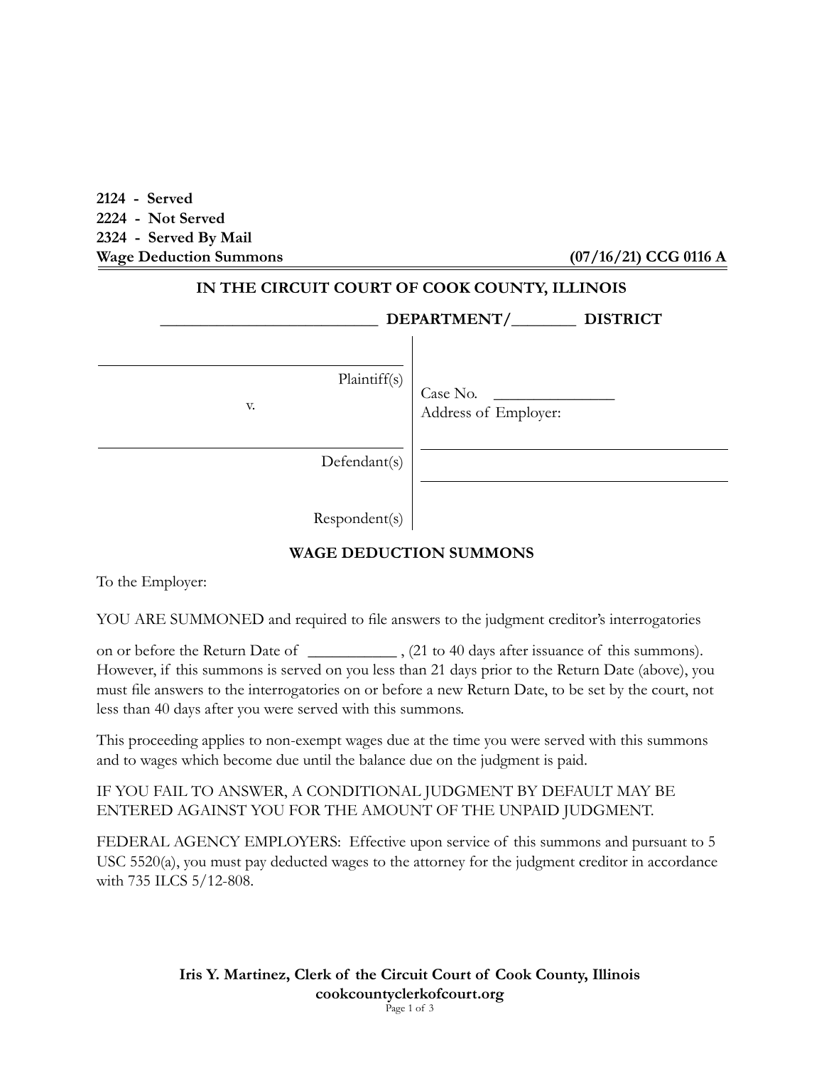**2124 - Served**
**2224 - Not Served**
**2324 - Served By Mail**
**Wage Deduction Summons** **(07/16/21) CCG 0116 A**

## IN THE CIRCUIT COURT OF COOK COUNTY, ILLINOIS

**\_\_\_\_\_\_\_\_\_\_\_\_\_\_\_\_\_\_\_\_\_\_\_\_\_\_\_ DEPARTMENT/\_\_\_\_\_\_\_\_ DISTRICT**

\_\_\_\_\_\_\_\_\_\_\_\_\_\_\_\_\_\_\_\_\_\_\_\_\_\_\_\_\_\_\_\_\_\_\_\_\_\_\_\_
Plaintiff(s)

v.

\_\_\_\_\_\_\_\_\_\_\_\_\_\_\_\_\_\_\_\_\_\_\_\_\_\_\_\_\_\_\_\_\_\_\_\_\_\_\_\_
Defendant(s)

Respondent(s)

Case No. \_\_\_\_\_\_\_\_\_\_\_\_\_\_\_
Address of Employer:

\_\_\_\_\_\_\_\_\_\_\_\_\_\_\_\_\_\_\_\_\_\_\_\_\_\_\_\_\_\_\_\_\_\_\_\_\_\_\_\_

\_\_\_\_\_\_\_\_\_\_\_\_\_\_\_\_\_\_\_\_\_\_\_\_\_\_\_\_\_\_\_\_\_\_\_\_\_\_\_\_

## WAGE DEDUCTION SUMMONS

To the Employer:

YOU ARE SUMMONED and required to file answers to the judgment creditor's interrogatories

on or before the Return Date of \_\_\_\_\_\_\_\_\_\_\_ , (21 to 40 days after issuance of this summons). However, if this summons is served on you less than 21 days prior to the Return Date (above), you must file answers to the interrogatories on or before a new Return Date, to be set by the court, not less than 40 days after you were served with this summons.

This proceeding applies to non-exempt wages due at the time you were served with this summons and to wages which become due until the balance due on the judgment is paid.

IF YOU FAIL TO ANSWER, A CONDITIONAL JUDGMENT BY DEFAULT MAY BE ENTERED AGAINST YOU FOR THE AMOUNT OF THE UNPAID JUDGMENT.

FEDERAL AGENCY EMPLOYERS: Effective upon service of this summons and pursuant to 5 USC 5520(a), you must pay deducted wages to the attorney for the judgment creditor in accordance with 735 ILCS 5/12-808.

**Iris Y. Martinez, Clerk of the Circuit Court of Cook County, Illinois**
**cookcountyclerkofcourt.org**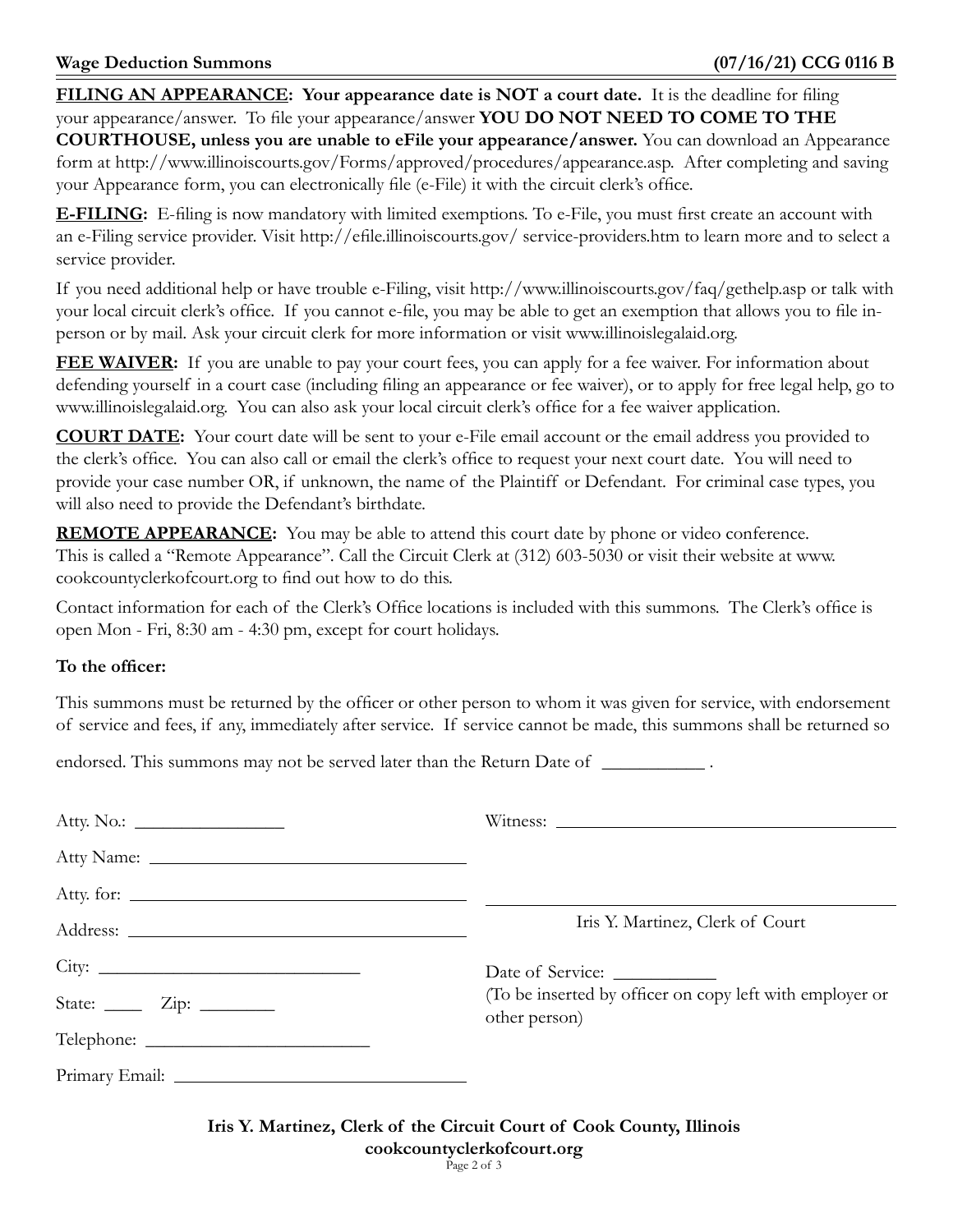**FILING AN APPEARANCE: Your appearance date is NOT a court date.** It is the deadline for filing your appearance/answer. To file your appearance/answer **YOU DO NOT NEED TO COME TO THE COURTHOUSE, unless you are unable to eFile your appearance/answer.** You can download an Appearance form at http://www.illinoiscourts.gov/Forms/approved/procedures/appearance.asp. After completing and saving your Appearance form, you can electronically file (e-File) it with the circuit clerk's office.

**E-FILING:** E-filing is now mandatory with limited exemptions. To e-File, you must first create an account with an e-Filing service provider. Visit http://efile.illinoiscourts.gov/ service-providers.htm to learn more and to select a service provider.

If you need additional help or have trouble e-Filing, visit http://www.illinoiscourts.gov/faq/gethelp.asp or talk with your local circuit clerk's office. If you cannot e-file, you may be able to get an exemption that allows you to file in-person or by mail. Ask your circuit clerk for more information or visit www.illinoislegalaid.org.

**FEE WAIVER:** If you are unable to pay your court fees, you can apply for a fee waiver. For information about defending yourself in a court case (including filing an appearance or fee waiver), or to apply for free legal help, go to www.illinoislegalaid.org. You can also ask your local circuit clerk's office for a fee waiver application.

**COURT DATE:** Your court date will be sent to your e-File email account or the email address you provided to the clerk's office. You can also call or email the clerk's office to request your next court date. You will need to provide your case number OR, if unknown, the name of the Plaintiff or Defendant. For criminal case types, you will also need to provide the Defendant's birthdate.

**REMOTE APPEARANCE:** You may be able to attend this court date by phone or video conference. This is called a "Remote Appearance". Call the Circuit Clerk at (312) 603-5030 or visit their website at www.cookcountyclerkofcourt.org to find out how to do this.

Contact information for each of the Clerk's Office locations is included with this summons. The Clerk's office is open Mon - Fri, 8:30 am - 4:30 pm, except for court holidays.

**To the officer:**

This summons must be returned by the officer or other person to whom it was given for service, with endorsement of service and fees, if any, immediately after service. If service cannot be made, this summons shall be returned so endorsed. This summons may not be served later than the Return Date of ___________ .

Atty. No.: ________________

Atty Name: ________________

Atty. for: ________________

Address: ________________

City: ________________

State: _____ Zip: ________

Telephone: ________________

Primary Email: ________________

Witness: ________________

________________

Iris Y. Martinez, Clerk of Court

Date of Service: ___________
(To be inserted by officer on copy left with employer or other person)

**Iris Y. Martinez, Clerk of the Circuit Court of Cook County, Illinois**
**cookcountyclerkofcourt.org**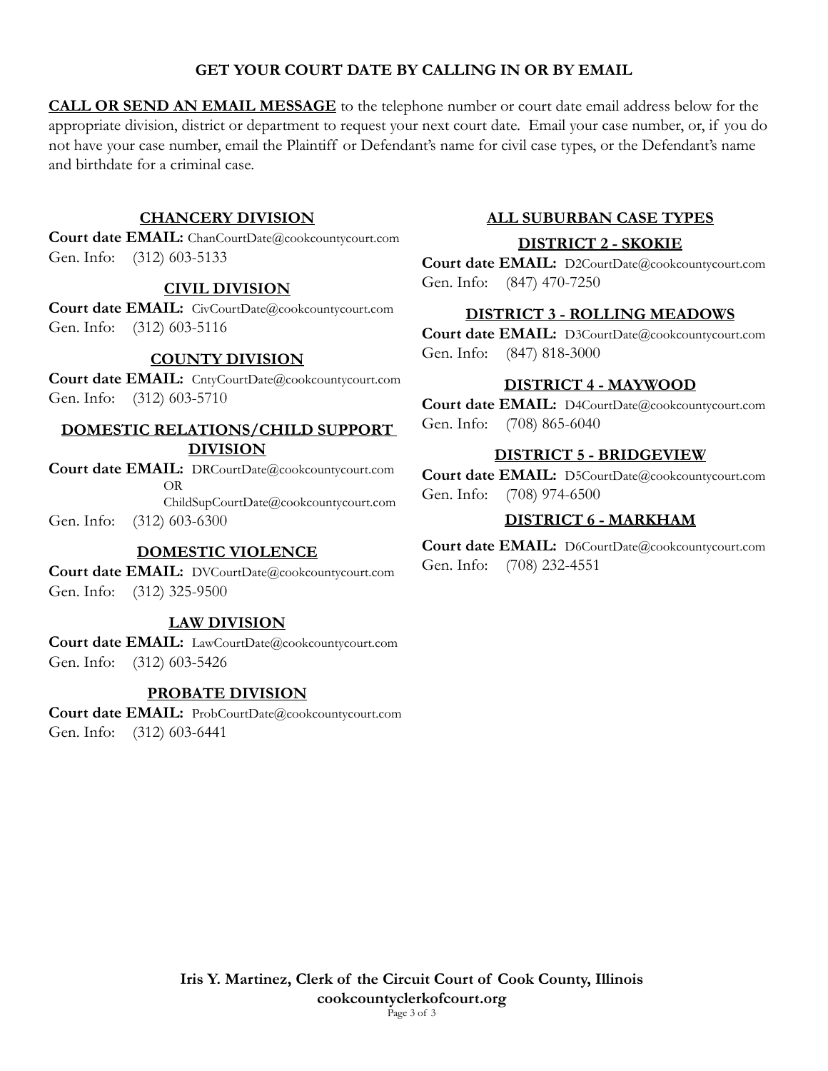## GET YOUR COURT DATE BY CALLING IN OR BY EMAIL

**CALL OR SEND AN EMAIL MESSAGE** to the telephone number or court date email address below for the appropriate division, district or department to request your next court date. Email your case number, or, if you do not have your case number, email the Plaintiff or Defendant's name for civil case types, or the Defendant's name and birthdate for a criminal case.

### CHANCERY DIVISION

**Court date EMAIL:** ChanCourtDate@cookcountycourt.com
Gen. Info: (312) 603-5133

### CIVIL DIVISION

**Court date EMAIL:** CivCourtDate@cookcountycourt.com
Gen. Info: (312) 603-5116

### COUNTY DIVISION

**Court date EMAIL:** CntyCourtDate@cookcountycourt.com
Gen. Info: (312) 603-5710

### DOMESTIC RELATIONS/CHILD SUPPORT DIVISION

**Court date EMAIL:** DRCourtDate@cookcountycourt.com
OR
ChildSupCourtDate@cookcountycourt.com
Gen. Info: (312) 603-6300

### DOMESTIC VIOLENCE

**Court date EMAIL:** DVCourtDate@cookcountycourt.com
Gen. Info: (312) 325-9500

### LAW DIVISION

**Court date EMAIL:** LawCourtDate@cookcountycourt.com
Gen. Info: (312) 603-5426

### PROBATE DIVISION

**Court date EMAIL:** ProbCourtDate@cookcountycourt.com
Gen. Info: (312) 603-6441

## ALL SUBURBAN CASE TYPES

### DISTRICT 2 - SKOKIE

**Court date EMAIL:** D2CourtDate@cookcountycourt.com
Gen. Info: (847) 470-7250

### DISTRICT 3 - ROLLING MEADOWS

**Court date EMAIL:** D3CourtDate@cookcountycourt.com
Gen. Info: (847) 818-3000

### DISTRICT 4 - MAYWOOD

**Court date EMAIL:** D4CourtDate@cookcountycourt.com
Gen. Info: (708) 865-6040

### DISTRICT 5 - BRIDGEVIEW

**Court date EMAIL:** D5CourtDate@cookcountycourt.com
Gen. Info: (708) 974-6500

### DISTRICT 6 - MARKHAM

**Court date EMAIL:** D6CourtDate@cookcountycourt.com
Gen. Info: (708) 232-4551

**Iris Y. Martinez, Clerk of the Circuit Court of Cook County, Illinois**
**cookcountyclerkofcourt.org**